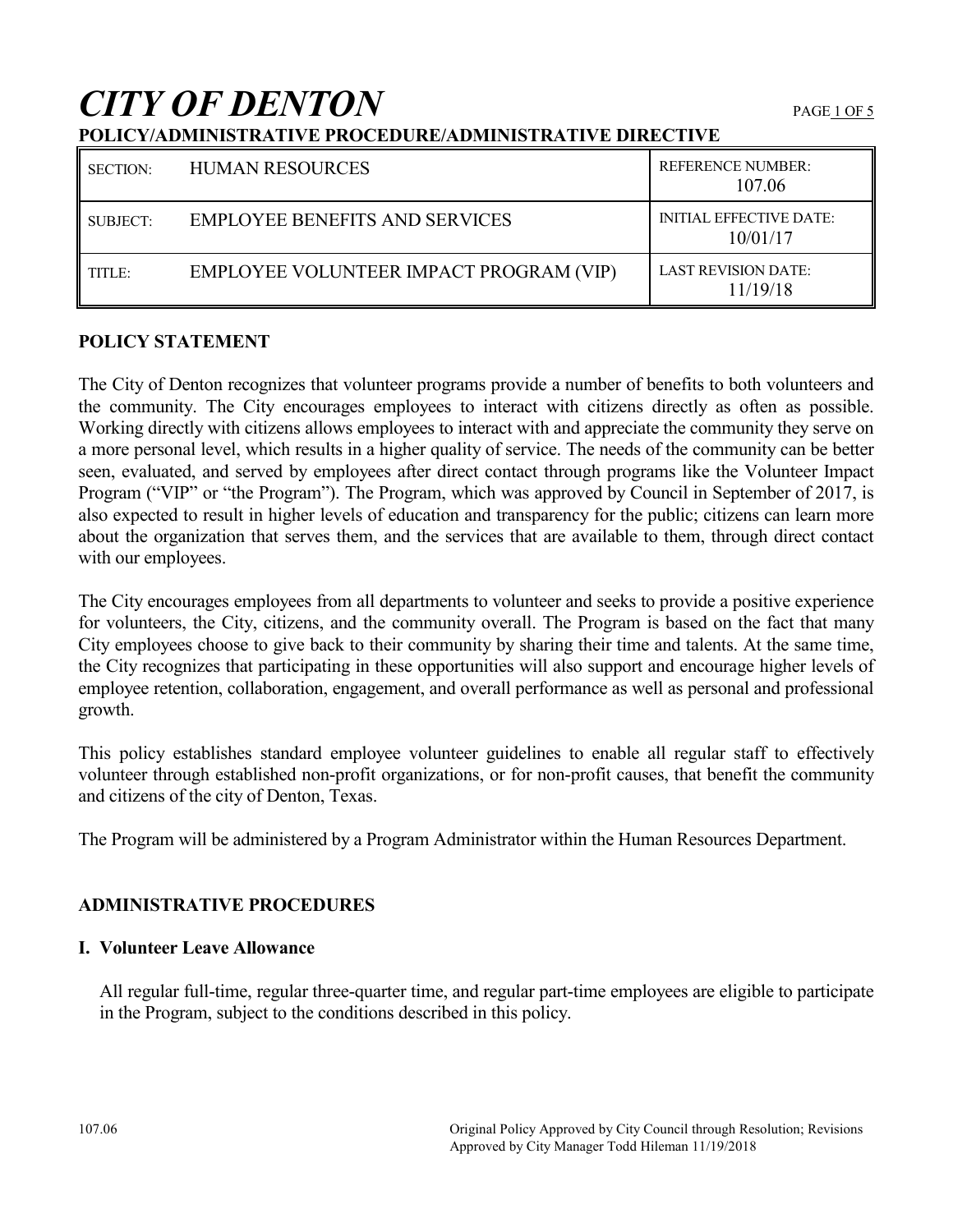# CITY OF DENTON

**POLICY/ADMINISTRATIVE PROCEDURE/ADMINISTRATIVE DIRECTIVE**

| SECTION: | HUMAN RESOURCES | REFERENCE NUMBER: 107.06 |
|---|---|---|
| SUBJECT: | EMPLOYEE BENEFITS AND SERVICES | INITIAL EFFECTIVE DATE: 10/01/17 |
| TITLE: | EMPLOYEE VOLUNTEER IMPACT PROGRAM (VIP) | LAST REVISION DATE: 11/19/18 |

## POLICY STATEMENT

The City of Denton recognizes that volunteer programs provide a number of benefits to both volunteers and the community. The City encourages employees to interact with citizens directly as often as possible. Working directly with citizens allows employees to interact with and appreciate the community they serve on a more personal level, which results in a higher quality of service. The needs of the community can be better seen, evaluated, and served by employees after direct contact through programs like the Volunteer Impact Program ("VIP" or "the Program"). The Program, which was approved by Council in September of 2017, is also expected to result in higher levels of education and transparency for the public; citizens can learn more about the organization that serves them, and the services that are available to them, through direct contact with our employees.

The City encourages employees from all departments to volunteer and seeks to provide a positive experience for volunteers, the City, citizens, and the community overall. The Program is based on the fact that many City employees choose to give back to their community by sharing their time and talents. At the same time, the City recognizes that participating in these opportunities will also support and encourage higher levels of employee retention, collaboration, engagement, and overall performance as well as personal and professional growth.

This policy establishes standard employee volunteer guidelines to enable all regular staff to effectively volunteer through established non-profit organizations, or for non-profit causes, that benefit the community and citizens of the city of Denton, Texas.

The Program will be administered by a Program Administrator within the Human Resources Department.

## ADMINISTRATIVE PROCEDURES

### I. Volunteer Leave Allowance

All regular full-time, regular three-quarter time, and regular part-time employees are eligible to participate in the Program, subject to the conditions described in this policy.

107.06 Original Policy Approved by City Council through Resolution; Revisions Approved by City Manager Todd Hileman 11/19/2018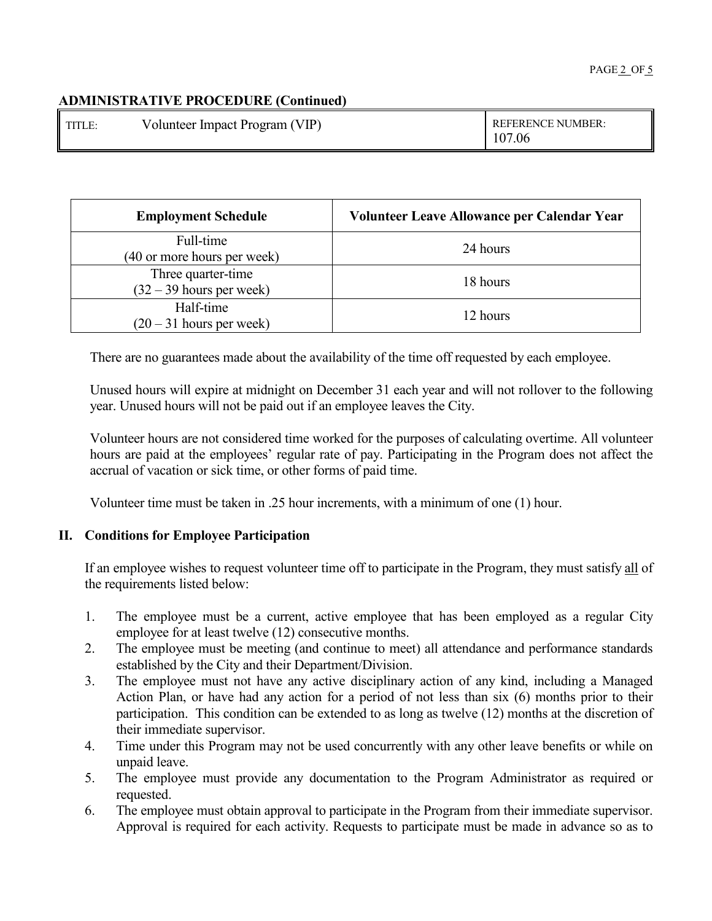## ADMINISTRATIVE PROCEDURE (Continued)

| TITLE: Volunteer Impact Program (VIP) | REFERENCE NUMBER: 107.06 |
|---|---|

| Employment Schedule | Volunteer Leave Allowance per Calendar Year |
|---|---|
| Full-time (40 or more hours per week) | 24 hours |
| Three quarter-time (32 – 39 hours per week) | 18 hours |
| Half-time (20 – 31 hours per week) | 12 hours |

There are no guarantees made about the availability of the time off requested by each employee.

Unused hours will expire at midnight on December 31 each year and will not rollover to the following year. Unused hours will not be paid out if an employee leaves the City.

Volunteer hours are not considered time worked for the purposes of calculating overtime. All volunteer hours are paid at the employees' regular rate of pay. Participating in the Program does not affect the accrual of vacation or sick time, or other forms of paid time.

Volunteer time must be taken in .25 hour increments, with a minimum of one (1) hour.

### II. Conditions for Employee Participation

If an employee wishes to request volunteer time off to participate in the Program, they must satisfy all of the requirements listed below:

1. The employee must be a current, active employee that has been employed as a regular City employee for at least twelve (12) consecutive months.
2. The employee must be meeting (and continue to meet) all attendance and performance standards established by the City and their Department/Division.
3. The employee must not have any active disciplinary action of any kind, including a Managed Action Plan, or have had any action for a period of not less than six (6) months prior to their participation. This condition can be extended to as long as twelve (12) months at the discretion of their immediate supervisor.
4. Time under this Program may not be used concurrently with any other leave benefits or while on unpaid leave.
5. The employee must provide any documentation to the Program Administrator as required or requested.
6. The employee must obtain approval to participate in the Program from their immediate supervisor. Approval is required for each activity. Requests to participate must be made in advance so as to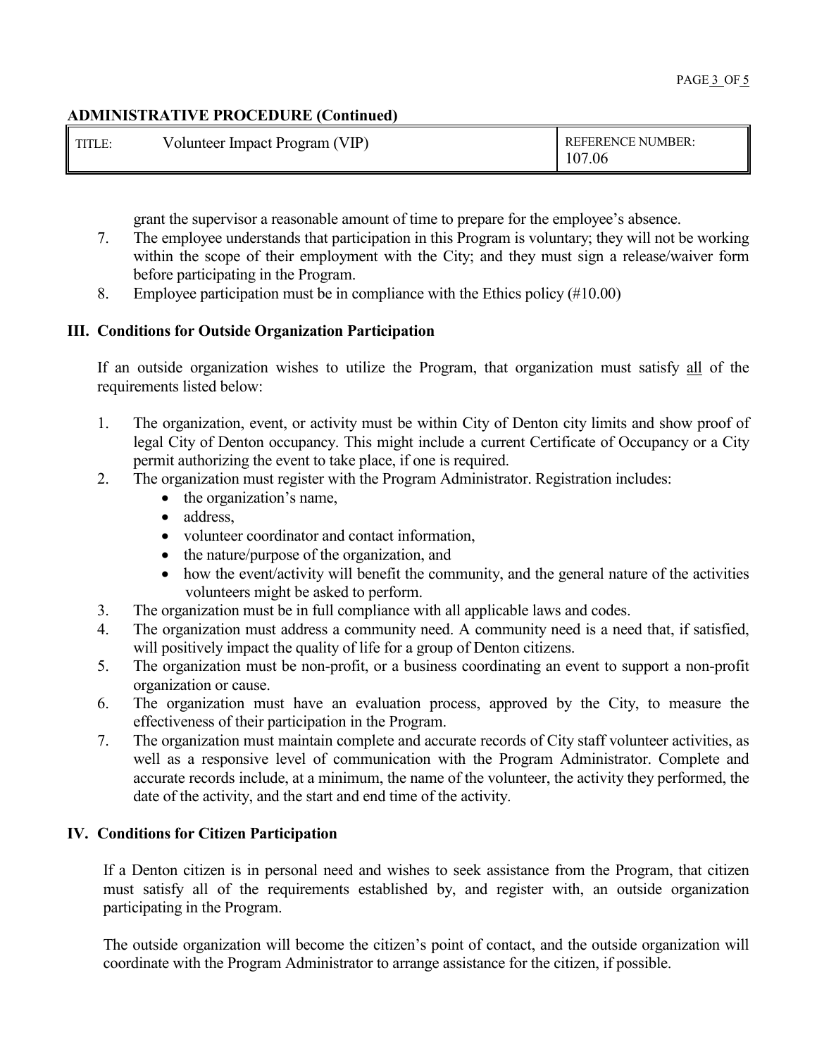**ADMINISTRATIVE PROCEDURE (Continued)**

| TITLE: Volunteer Impact Program (VIP) | REFERENCE NUMBER: 107.06 |
|---|---|

grant the supervisor a reasonable amount of time to prepare for the employee's absence.

7. The employee understands that participation in this Program is voluntary; they will not be working within the scope of their employment with the City; and they must sign a release/waiver form before participating in the Program.
8. Employee participation must be in compliance with the Ethics policy (#10.00)

### III. Conditions for Outside Organization Participation

If an outside organization wishes to utilize the Program, that organization must satisfy all of the requirements listed below:

1. The organization, event, or activity must be within City of Denton city limits and show proof of legal City of Denton occupancy. This might include a current Certificate of Occupancy or a City permit authorizing the event to take place, if one is required.
2. The organization must register with the Program Administrator. Registration includes:
   - the organization's name,
   - address,
   - volunteer coordinator and contact information,
   - the nature/purpose of the organization, and
   - how the event/activity will benefit the community, and the general nature of the activities volunteers might be asked to perform.
3. The organization must be in full compliance with all applicable laws and codes.
4. The organization must address a community need. A community need is a need that, if satisfied, will positively impact the quality of life for a group of Denton citizens.
5. The organization must be non-profit, or a business coordinating an event to support a non-profit organization or cause.
6. The organization must have an evaluation process, approved by the City, to measure the effectiveness of their participation in the Program.
7. The organization must maintain complete and accurate records of City staff volunteer activities, as well as a responsive level of communication with the Program Administrator. Complete and accurate records include, at a minimum, the name of the volunteer, the activity they performed, the date of the activity, and the start and end time of the activity.

### IV. Conditions for Citizen Participation

If a Denton citizen is in personal need and wishes to seek assistance from the Program, that citizen must satisfy all of the requirements established by, and register with, an outside organization participating in the Program.

The outside organization will become the citizen's point of contact, and the outside organization will coordinate with the Program Administrator to arrange assistance for the citizen, if possible.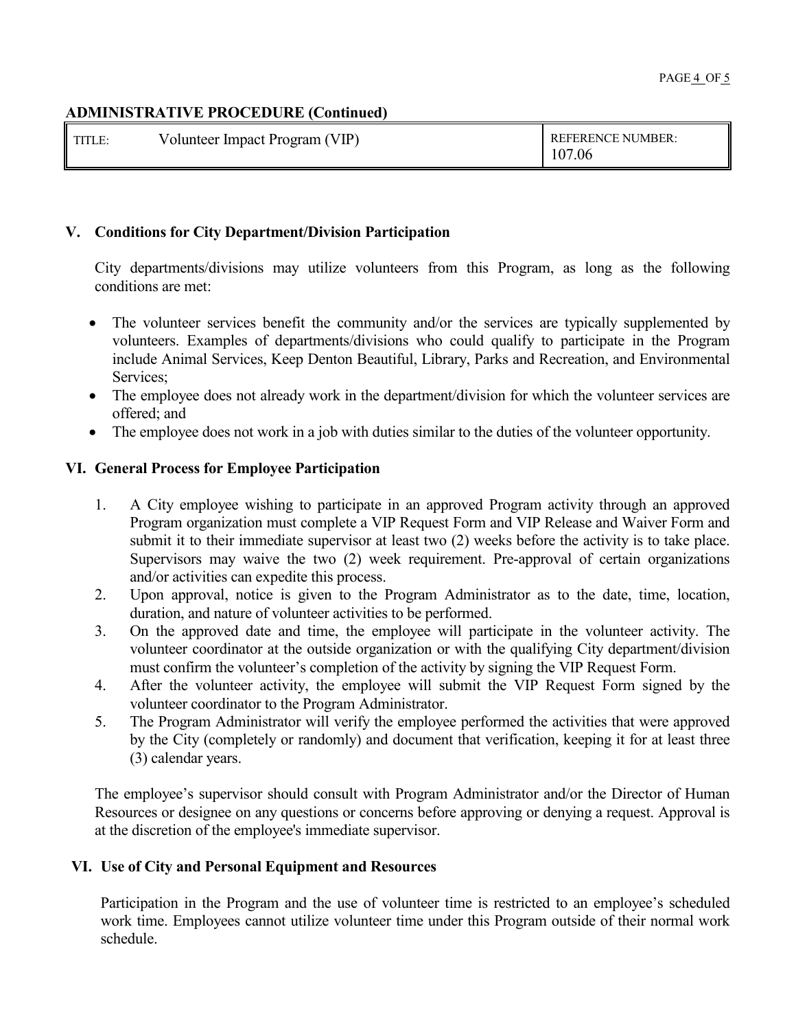**ADMINISTRATIVE PROCEDURE (Continued)**

| TITLE: Volunteer Impact Program (VIP) | REFERENCE NUMBER: 107.06 |
|---|---|

## V. Conditions for City Department/Division Participation

City departments/divisions may utilize volunteers from this Program, as long as the following conditions are met:

- The volunteer services benefit the community and/or the services are typically supplemented by volunteers. Examples of departments/divisions who could qualify to participate in the Program include Animal Services, Keep Denton Beautiful, Library, Parks and Recreation, and Environmental Services;
- The employee does not already work in the department/division for which the volunteer services are offered; and
- The employee does not work in a job with duties similar to the duties of the volunteer opportunity.

## VI. General Process for Employee Participation

1. A City employee wishing to participate in an approved Program activity through an approved Program organization must complete a VIP Request Form and VIP Release and Waiver Form and submit it to their immediate supervisor at least two (2) weeks before the activity is to take place. Supervisors may waive the two (2) week requirement. Pre-approval of certain organizations and/or activities can expedite this process.
2. Upon approval, notice is given to the Program Administrator as to the date, time, location, duration, and nature of volunteer activities to be performed.
3. On the approved date and time, the employee will participate in the volunteer activity. The volunteer coordinator at the outside organization or with the qualifying City department/division must confirm the volunteer's completion of the activity by signing the VIP Request Form.
4. After the volunteer activity, the employee will submit the VIP Request Form signed by the volunteer coordinator to the Program Administrator.
5. The Program Administrator will verify the employee performed the activities that were approved by the City (completely or randomly) and document that verification, keeping it for at least three (3) calendar years.

The employee's supervisor should consult with Program Administrator and/or the Director of Human Resources or designee on any questions or concerns before approving or denying a request. Approval is at the discretion of the employee's immediate supervisor.

## VI. Use of City and Personal Equipment and Resources

Participation in the Program and the use of volunteer time is restricted to an employee's scheduled work time. Employees cannot utilize volunteer time under this Program outside of their normal work schedule.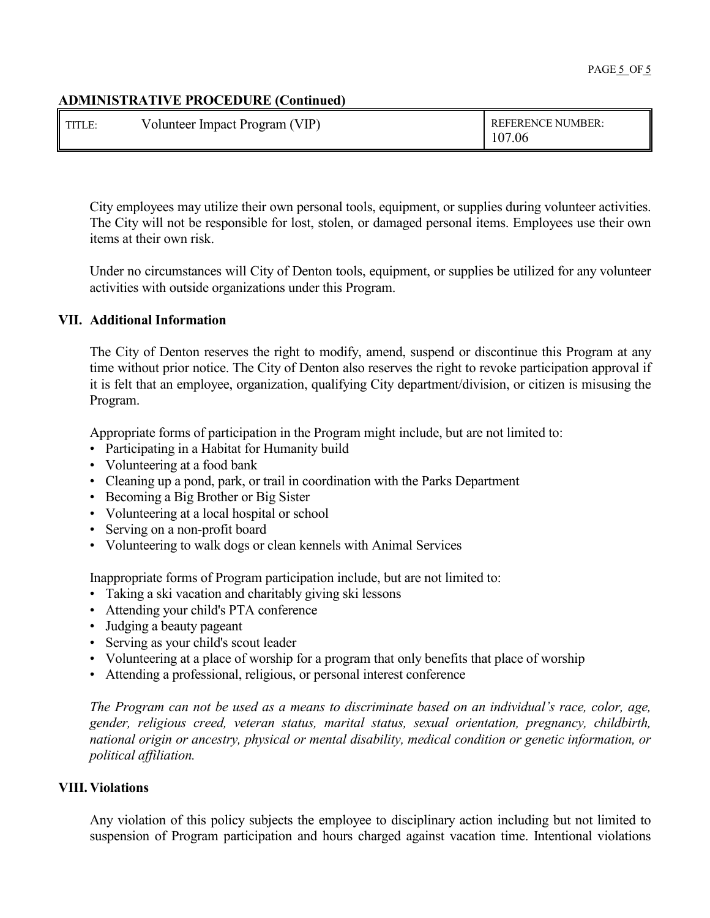City employees may utilize their own personal tools, equipment, or supplies during volunteer activities. The City will not be responsible for lost, stolen, or damaged personal items. Employees use their own items at their own risk.

Under no circumstances will City of Denton tools, equipment, or supplies be utilized for any volunteer activities with outside organizations under this Program.

## VII. Additional Information

The City of Denton reserves the right to modify, amend, suspend or discontinue this Program at any time without prior notice. The City of Denton also reserves the right to revoke participation approval if it is felt that an employee, organization, qualifying City department/division, or citizen is misusing the Program.

Appropriate forms of participation in the Program might include, but are not limited to:

- Participating in a Habitat for Humanity build
- Volunteering at a food bank
- Cleaning up a pond, park, or trail in coordination with the Parks Department
- Becoming a Big Brother or Big Sister
- Volunteering at a local hospital or school
- Serving on a non-profit board
- Volunteering to walk dogs or clean kennels with Animal Services

Inappropriate forms of Program participation include, but are not limited to:

- Taking a ski vacation and charitably giving ski lessons
- Attending your child's PTA conference
- Judging a beauty pageant
- Serving as your child's scout leader
- Volunteering at a place of worship for a program that only benefits that place of worship
- Attending a professional, religious, or personal interest conference

*The Program can not be used as a means to discriminate based on an individual's race, color, age, gender, religious creed, veteran status, marital status, sexual orientation, pregnancy, childbirth, national origin or ancestry, physical or mental disability, medical condition or genetic information, or political affiliation.*

## VIII. Violations

Any violation of this policy subjects the employee to disciplinary action including but not limited to suspension of Program participation and hours charged against vacation time. Intentional violations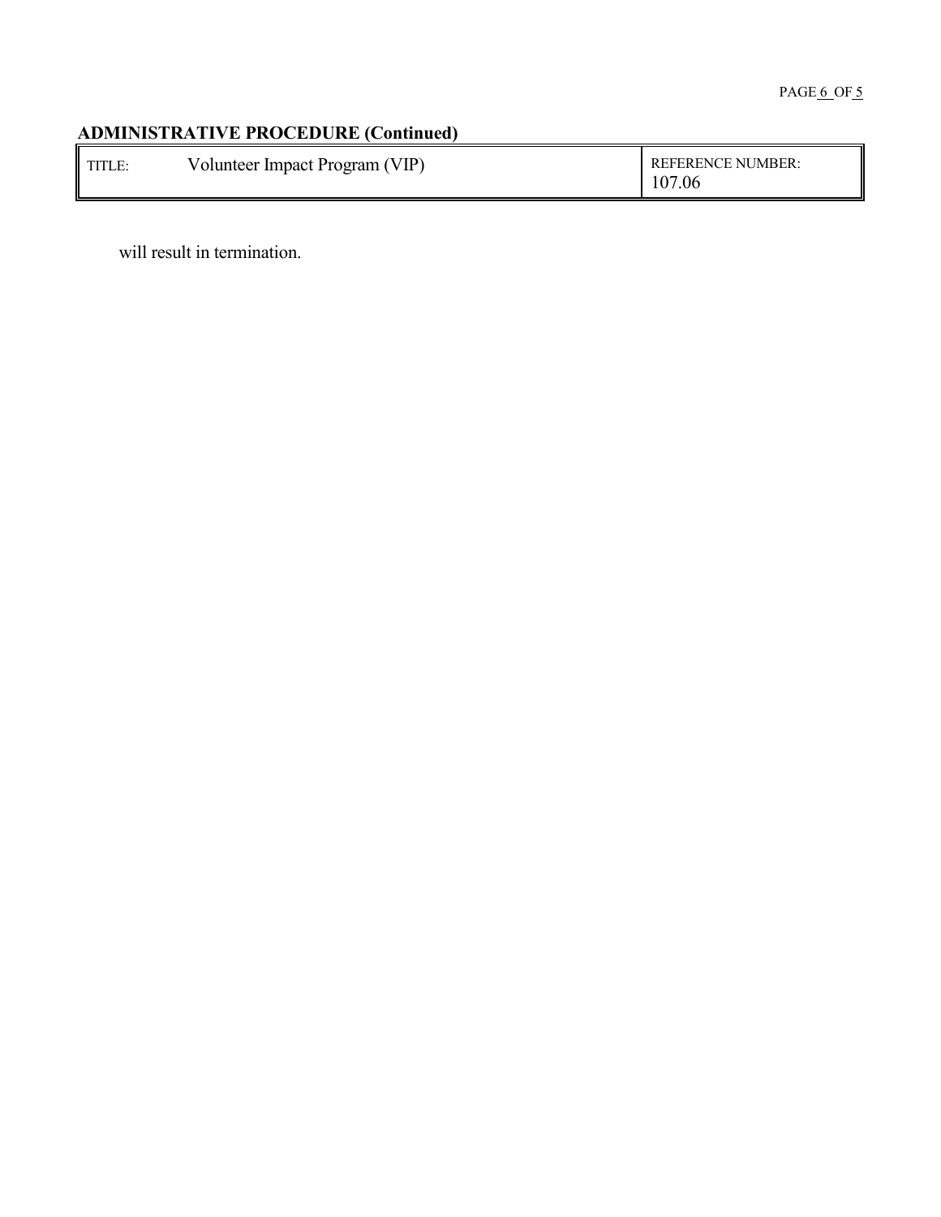will result in termination.